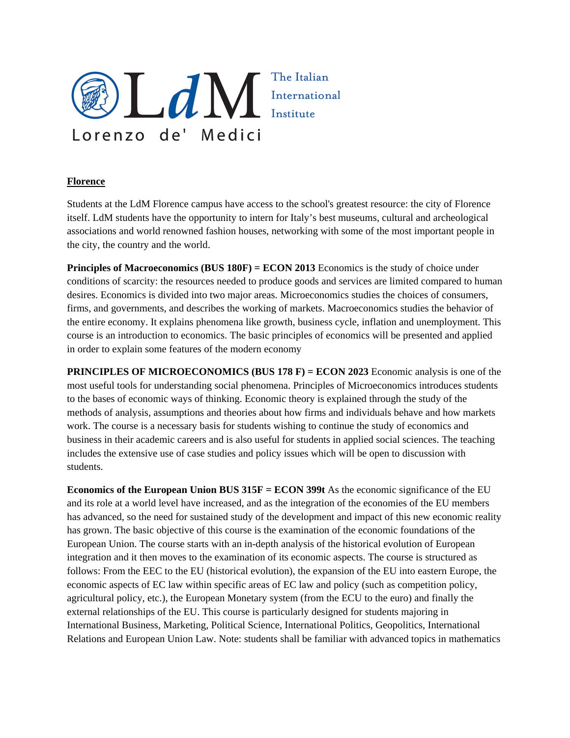Lorenzo de' Medici — The Italian International Institute

**Florence**

Students at the LdM Florence campus have access to the school's greatest resource: the city of Florence itself. LdM students have the opportunity to intern for Italy's best museums, cultural and archeological associations and world renowned fashion houses, networking with some of the most important people in the city, the country and the world.

**Principles of Macroeconomics (BUS 180F) = ECON 2013** Economics is the study of choice under conditions of scarcity: the resources needed to produce goods and services are limited compared to human desires. Economics is divided into two major areas. Microeconomics studies the choices of consumers, firms, and governments, and describes the working of markets. Macroeconomics studies the behavior of the entire economy. It explains phenomena like growth, business cycle, inflation and unemployment. This course is an introduction to economics. The basic principles of economics will be presented and applied in order to explain some features of the modern economy

**PRINCIPLES OF MICROECONOMICS (BUS 178 F) = ECON 2023** Economic analysis is one of the most useful tools for understanding social phenomena. Principles of Microeconomics introduces students to the bases of economic ways of thinking. Economic theory is explained through the study of the methods of analysis, assumptions and theories about how firms and individuals behave and how markets work. The course is a necessary basis for students wishing to continue the study of economics and business in their academic careers and is also useful for students in applied social sciences. The teaching includes the extensive use of case studies and policy issues which will be open to discussion with students.

**Economics of the European Union BUS 315F = ECON 399t** As the economic significance of the EU and its role at a world level have increased, and as the integration of the economies of the EU members has advanced, so the need for sustained study of the development and impact of this new economic reality has grown. The basic objective of this course is the examination of the economic foundations of the European Union. The course starts with an in-depth analysis of the historical evolution of European integration and it then moves to the examination of its economic aspects. The course is structured as follows: From the EEC to the EU (historical evolution), the expansion of the EU into eastern Europe, the economic aspects of EC law within specific areas of EC law and policy (such as competition policy, agricultural policy, etc.), the European Monetary system (from the ECU to the euro) and finally the external relationships of the EU. This course is particularly designed for students majoring in International Business, Marketing, Political Science, International Politics, Geopolitics, International Relations and European Union Law. Note: students shall be familiar with advanced topics in mathematics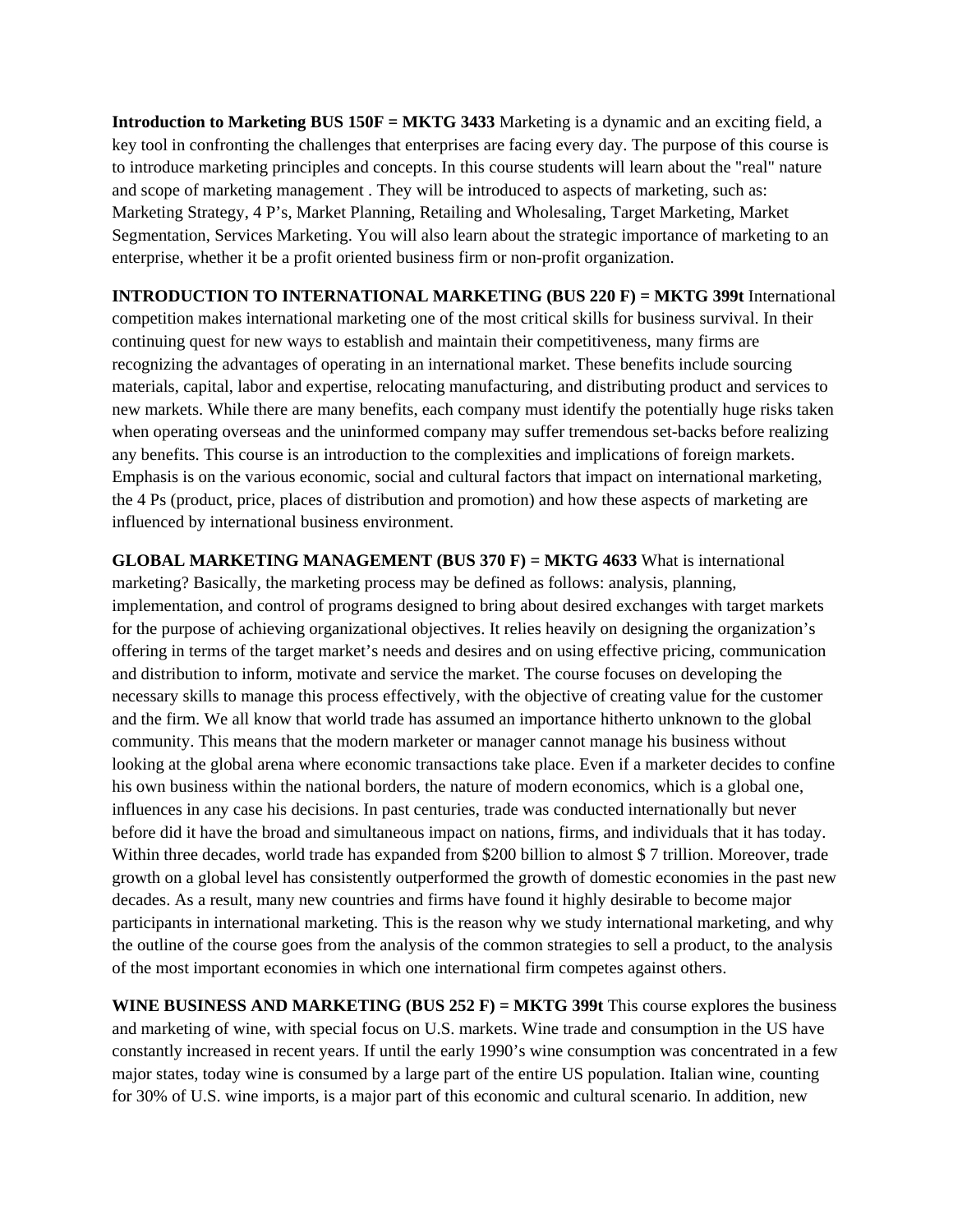**Introduction to Marketing BUS 150F = MKTG 3433** Marketing is a dynamic and an exciting field, a key tool in confronting the challenges that enterprises are facing every day. The purpose of this course is to introduce marketing principles and concepts. In this course students will learn about the "real" nature and scope of marketing management . They will be introduced to aspects of marketing, such as: Marketing Strategy, 4 P's, Market Planning, Retailing and Wholesaling, Target Marketing, Market Segmentation, Services Marketing. You will also learn about the strategic importance of marketing to an enterprise, whether it be a profit oriented business firm or non-profit organization.

**INTRODUCTION TO INTERNATIONAL MARKETING (BUS 220 F) = MKTG 399t** International competition makes international marketing one of the most critical skills for business survival. In their continuing quest for new ways to establish and maintain their competitiveness, many firms are recognizing the advantages of operating in an international market. These benefits include sourcing materials, capital, labor and expertise, relocating manufacturing, and distributing product and services to new markets. While there are many benefits, each company must identify the potentially huge risks taken when operating overseas and the uninformed company may suffer tremendous set-backs before realizing any benefits. This course is an introduction to the complexities and implications of foreign markets. Emphasis is on the various economic, social and cultural factors that impact on international marketing, the 4 Ps (product, price, places of distribution and promotion) and how these aspects of marketing are influenced by international business environment.

**GLOBAL MARKETING MANAGEMENT (BUS 370 F) = MKTG 4633** What is international marketing? Basically, the marketing process may be defined as follows: analysis, planning, implementation, and control of programs designed to bring about desired exchanges with target markets for the purpose of achieving organizational objectives. It relies heavily on designing the organization's offering in terms of the target market's needs and desires and on using effective pricing, communication and distribution to inform, motivate and service the market. The course focuses on developing the necessary skills to manage this process effectively, with the objective of creating value for the customer and the firm. We all know that world trade has assumed an importance hitherto unknown to the global community. This means that the modern marketer or manager cannot manage his business without looking at the global arena where economic transactions take place. Even if a marketer decides to confine his own business within the national borders, the nature of modern economics, which is a global one, influences in any case his decisions. In past centuries, trade was conducted internationally but never before did it have the broad and simultaneous impact on nations, firms, and individuals that it has today. Within three decades, world trade has expanded from $200 billion to almost $ 7 trillion. Moreover, trade growth on a global level has consistently outperformed the growth of domestic economies in the past new decades. As a result, many new countries and firms have found it highly desirable to become major participants in international marketing. This is the reason why we study international marketing, and why the outline of the course goes from the analysis of the common strategies to sell a product, to the analysis of the most important economies in which one international firm competes against others.

**WINE BUSINESS AND MARKETING (BUS 252 F) = MKTG 399t** This course explores the business and marketing of wine, with special focus on U.S. markets. Wine trade and consumption in the US have constantly increased in recent years. If until the early 1990's wine consumption was concentrated in a few major states, today wine is consumed by a large part of the entire US population. Italian wine, counting for 30% of U.S. wine imports, is a major part of this economic and cultural scenario. In addition, new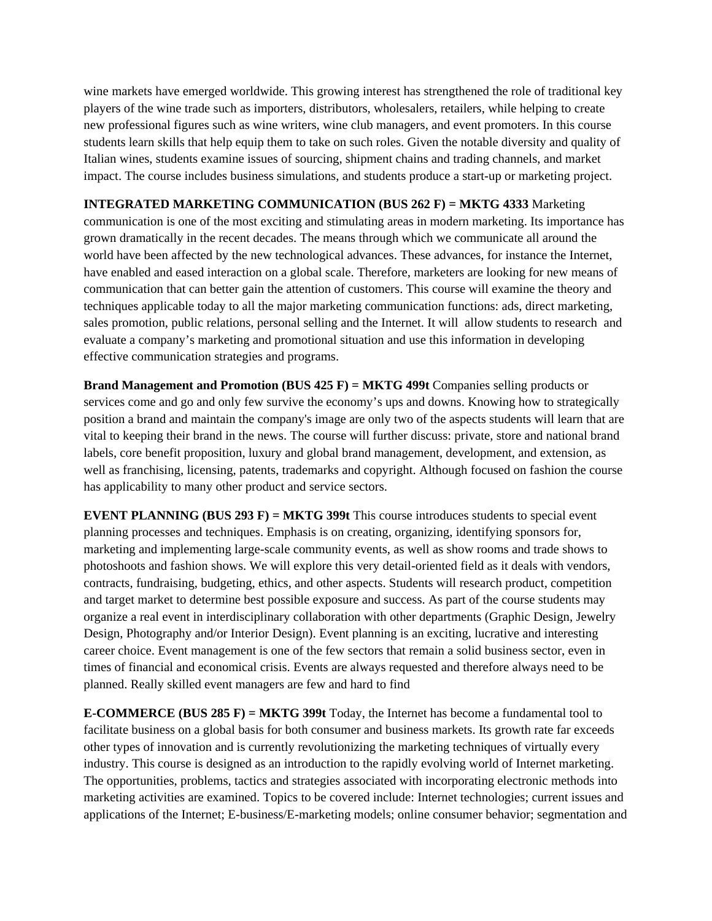wine markets have emerged worldwide. This growing interest has strengthened the role of traditional key players of the wine trade such as importers, distributors, wholesalers, retailers, while helping to create new professional figures such as wine writers, wine club managers, and event promoters. In this course students learn skills that help equip them to take on such roles. Given the notable diversity and quality of Italian wines, students examine issues of sourcing, shipment chains and trading channels, and market impact. The course includes business simulations, and students produce a start-up or marketing project.

**INTEGRATED MARKETING COMMUNICATION (BUS 262 F) = MKTG 4333** Marketing communication is one of the most exciting and stimulating areas in modern marketing. Its importance has grown dramatically in the recent decades. The means through which we communicate all around the world have been affected by the new technological advances. These advances, for instance the Internet, have enabled and eased interaction on a global scale. Therefore, marketers are looking for new means of communication that can better gain the attention of customers. This course will examine the theory and techniques applicable today to all the major marketing communication functions: ads, direct marketing, sales promotion, public relations, personal selling and the Internet. It will allow students to research and evaluate a company's marketing and promotional situation and use this information in developing effective communication strategies and programs.

**Brand Management and Promotion (BUS 425 F) = MKTG 499t** Companies selling products or services come and go and only few survive the economy's ups and downs. Knowing how to strategically position a brand and maintain the company's image are only two of the aspects students will learn that are vital to keeping their brand in the news. The course will further discuss: private, store and national brand labels, core benefit proposition, luxury and global brand management, development, and extension, as well as franchising, licensing, patents, trademarks and copyright. Although focused on fashion the course has applicability to many other product and service sectors.

**EVENT PLANNING (BUS 293 F) = MKTG 399t** This course introduces students to special event planning processes and techniques. Emphasis is on creating, organizing, identifying sponsors for, marketing and implementing large-scale community events, as well as show rooms and trade shows to photoshoots and fashion shows. We will explore this very detail-oriented field as it deals with vendors, contracts, fundraising, budgeting, ethics, and other aspects. Students will research product, competition and target market to determine best possible exposure and success. As part of the course students may organize a real event in interdisciplinary collaboration with other departments (Graphic Design, Jewelry Design, Photography and/or Interior Design). Event planning is an exciting, lucrative and interesting career choice. Event management is one of the few sectors that remain a solid business sector, even in times of financial and economical crisis. Events are always requested and therefore always need to be planned. Really skilled event managers are few and hard to find

**E-COMMERCE (BUS 285 F) = MKTG 399t** Today, the Internet has become a fundamental tool to facilitate business on a global basis for both consumer and business markets. Its growth rate far exceeds other types of innovation and is currently revolutionizing the marketing techniques of virtually every industry. This course is designed as an introduction to the rapidly evolving world of Internet marketing. The opportunities, problems, tactics and strategies associated with incorporating electronic methods into marketing activities are examined. Topics to be covered include: Internet technologies; current issues and applications of the Internet; E-business/E-marketing models; online consumer behavior; segmentation and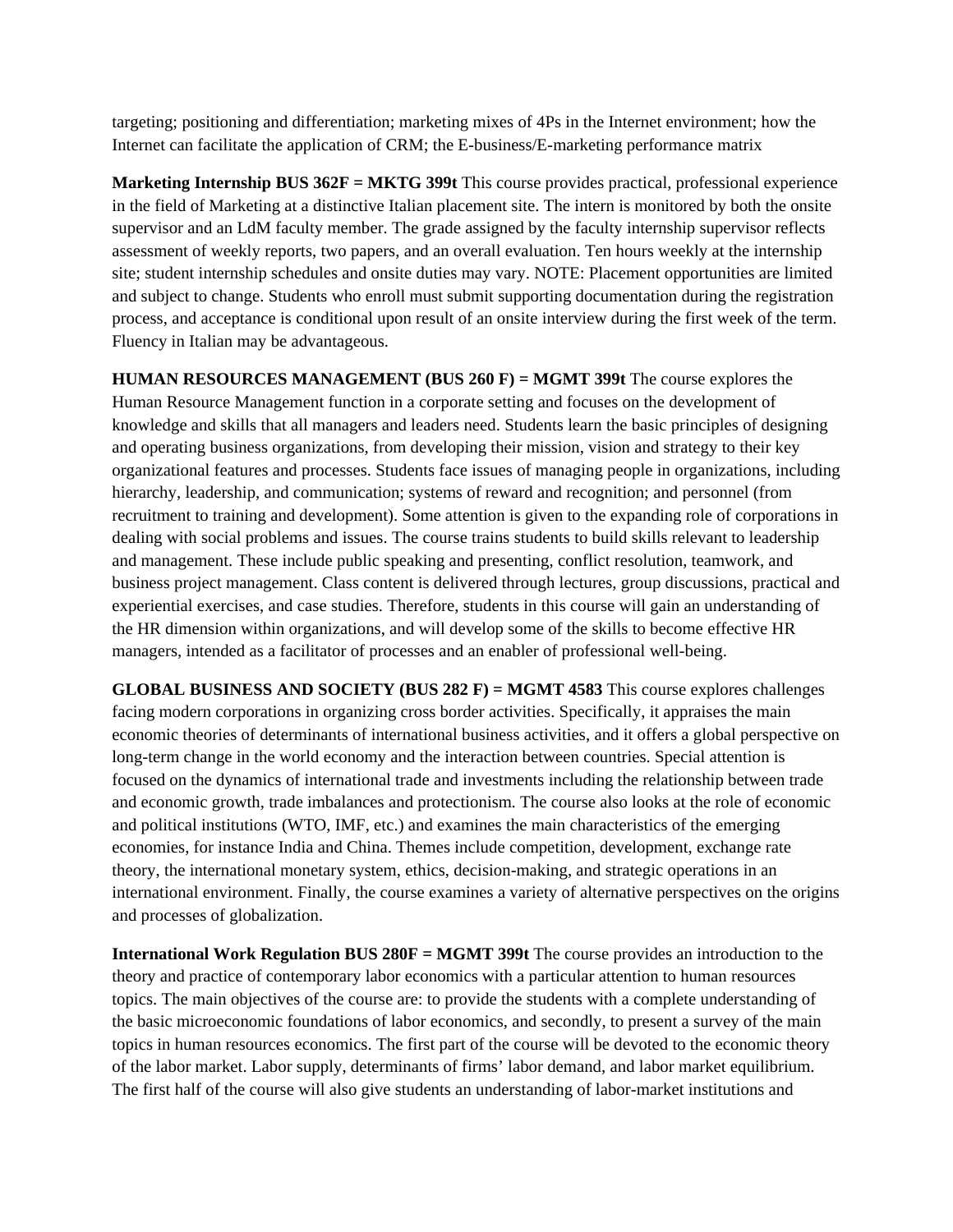targeting; positioning and differentiation; marketing mixes of 4Ps in the Internet environment; how the Internet can facilitate the application of CRM; the E-business/E-marketing performance matrix

**Marketing Internship BUS 362F = MKTG 399t** This course provides practical, professional experience in the field of Marketing at a distinctive Italian placement site. The intern is monitored by both the onsite supervisor and an LdM faculty member. The grade assigned by the faculty internship supervisor reflects assessment of weekly reports, two papers, and an overall evaluation. Ten hours weekly at the internship site; student internship schedules and onsite duties may vary. NOTE: Placement opportunities are limited and subject to change. Students who enroll must submit supporting documentation during the registration process, and acceptance is conditional upon result of an onsite interview during the first week of the term. Fluency in Italian may be advantageous.

**HUMAN RESOURCES MANAGEMENT (BUS 260 F) = MGMT 399t** The course explores the Human Resource Management function in a corporate setting and focuses on the development of knowledge and skills that all managers and leaders need. Students learn the basic principles of designing and operating business organizations, from developing their mission, vision and strategy to their key organizational features and processes. Students face issues of managing people in organizations, including hierarchy, leadership, and communication; systems of reward and recognition; and personnel (from recruitment to training and development). Some attention is given to the expanding role of corporations in dealing with social problems and issues. The course trains students to build skills relevant to leadership and management. These include public speaking and presenting, conflict resolution, teamwork, and business project management. Class content is delivered through lectures, group discussions, practical and experiential exercises, and case studies. Therefore, students in this course will gain an understanding of the HR dimension within organizations, and will develop some of the skills to become effective HR managers, intended as a facilitator of processes and an enabler of professional well-being.

**GLOBAL BUSINESS AND SOCIETY (BUS 282 F) = MGMT 4583** This course explores challenges facing modern corporations in organizing cross border activities. Specifically, it appraises the main economic theories of determinants of international business activities, and it offers a global perspective on long-term change in the world economy and the interaction between countries. Special attention is focused on the dynamics of international trade and investments including the relationship between trade and economic growth, trade imbalances and protectionism. The course also looks at the role of economic and political institutions (WTO, IMF, etc.) and examines the main characteristics of the emerging economies, for instance India and China. Themes include competition, development, exchange rate theory, the international monetary system, ethics, decision-making, and strategic operations in an international environment. Finally, the course examines a variety of alternative perspectives on the origins and processes of globalization.

**International Work Regulation BUS 280F = MGMT 399t** The course provides an introduction to the theory and practice of contemporary labor economics with a particular attention to human resources topics. The main objectives of the course are: to provide the students with a complete understanding of the basic microeconomic foundations of labor economics, and secondly, to present a survey of the main topics in human resources economics. The first part of the course will be devoted to the economic theory of the labor market. Labor supply, determinants of firms' labor demand, and labor market equilibrium. The first half of the course will also give students an understanding of labor-market institutions and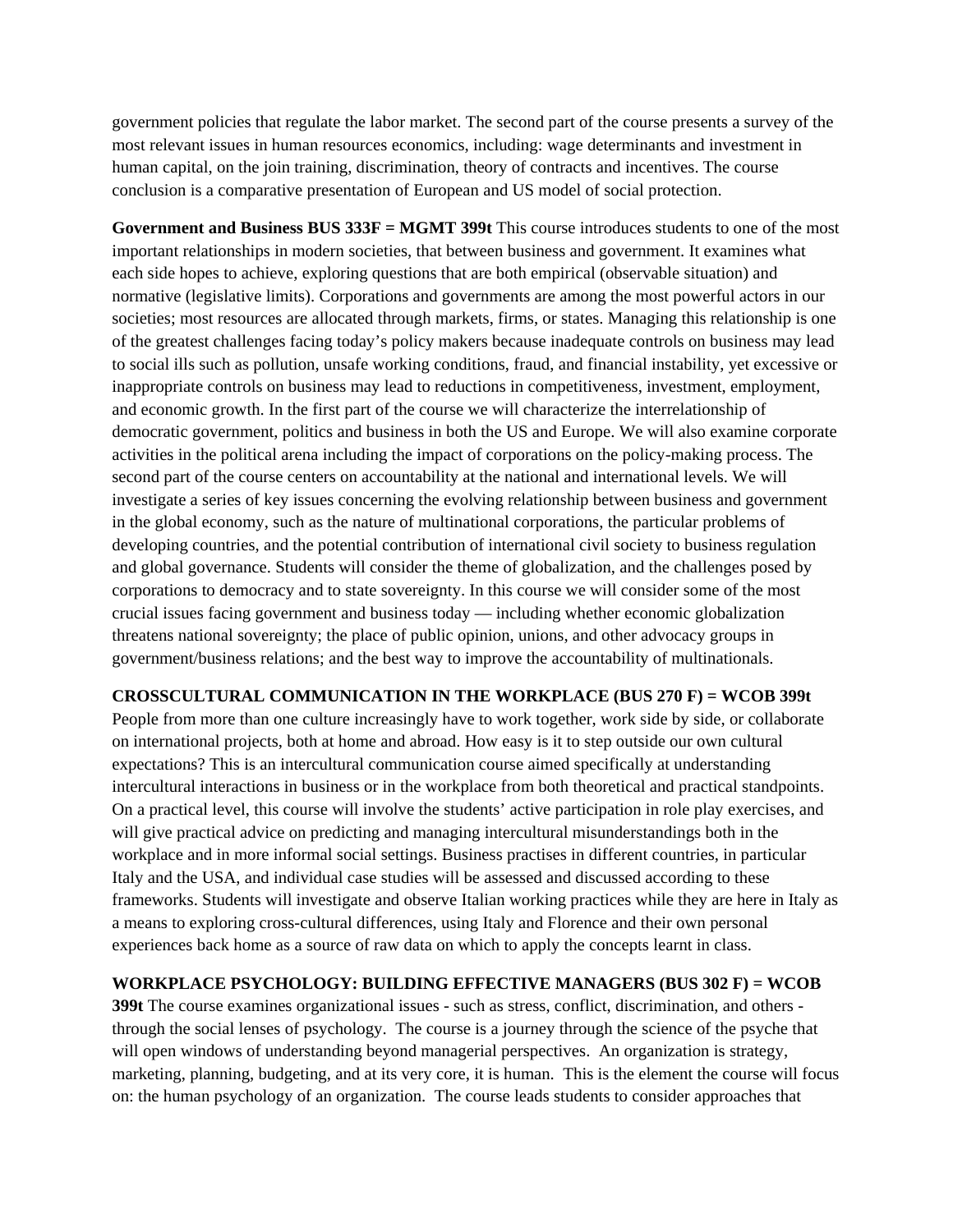government policies that regulate the labor market. The second part of the course presents a survey of the most relevant issues in human resources economics, including: wage determinants and investment in human capital, on the join training, discrimination, theory of contracts and incentives. The course conclusion is a comparative presentation of European and US model of social protection.

**Government and Business BUS 333F = MGMT 399t** This course introduces students to one of the most important relationships in modern societies, that between business and government. It examines what each side hopes to achieve, exploring questions that are both empirical (observable situation) and normative (legislative limits). Corporations and governments are among the most powerful actors in our societies; most resources are allocated through markets, firms, or states. Managing this relationship is one of the greatest challenges facing today's policy makers because inadequate controls on business may lead to social ills such as pollution, unsafe working conditions, fraud, and financial instability, yet excessive or inappropriate controls on business may lead to reductions in competitiveness, investment, employment, and economic growth. In the first part of the course we will characterize the interrelationship of democratic government, politics and business in both the US and Europe. We will also examine corporate activities in the political arena including the impact of corporations on the policy-making process. The second part of the course centers on accountability at the national and international levels. We will investigate a series of key issues concerning the evolving relationship between business and government in the global economy, such as the nature of multinational corporations, the particular problems of developing countries, and the potential contribution of international civil society to business regulation and global governance. Students will consider the theme of globalization, and the challenges posed by corporations to democracy and to state sovereignty. In this course we will consider some of the most crucial issues facing government and business today — including whether economic globalization threatens national sovereignty; the place of public opinion, unions, and other advocacy groups in government/business relations; and the best way to improve the accountability of multinationals.

**CROSSCULTURAL COMMUNICATION IN THE WORKPLACE (BUS 270 F) = WCOB 399t** People from more than one culture increasingly have to work together, work side by side, or collaborate on international projects, both at home and abroad. How easy is it to step outside our own cultural expectations? This is an intercultural communication course aimed specifically at understanding intercultural interactions in business or in the workplace from both theoretical and practical standpoints. On a practical level, this course will involve the students' active participation in role play exercises, and will give practical advice on predicting and managing intercultural misunderstandings both in the workplace and in more informal social settings. Business practises in different countries, in particular Italy and the USA, and individual case studies will be assessed and discussed according to these frameworks. Students will investigate and observe Italian working practices while they are here in Italy as a means to exploring cross-cultural differences, using Italy and Florence and their own personal experiences back home as a source of raw data on which to apply the concepts learnt in class.

**WORKPLACE PSYCHOLOGY: BUILDING EFFECTIVE MANAGERS (BUS 302 F) = WCOB 399t** The course examines organizational issues - such as stress, conflict, discrimination, and others - through the social lenses of psychology. The course is a journey through the science of the psyche that will open windows of understanding beyond managerial perspectives. An organization is strategy, marketing, planning, budgeting, and at its very core, it is human. This is the element the course will focus on: the human psychology of an organization. The course leads students to consider approaches that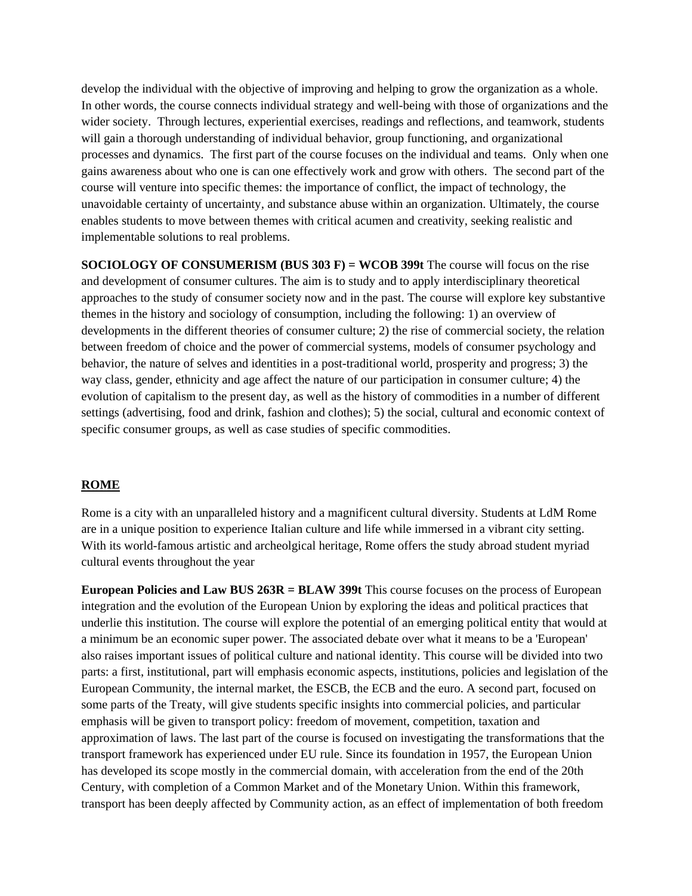develop the individual with the objective of improving and helping to grow the organization as a whole. In other words, the course connects individual strategy and well-being with those of organizations and the wider society. Through lectures, experiential exercises, readings and reflections, and teamwork, students will gain a thorough understanding of individual behavior, group functioning, and organizational processes and dynamics. The first part of the course focuses on the individual and teams. Only when one gains awareness about who one is can one effectively work and grow with others. The second part of the course will venture into specific themes: the importance of conflict, the impact of technology, the unavoidable certainty of uncertainty, and substance abuse within an organization. Ultimately, the course enables students to move between themes with critical acumen and creativity, seeking realistic and implementable solutions to real problems.

**SOCIOLOGY OF CONSUMERISM (BUS 303 F) = WCOB 399t** The course will focus on the rise and development of consumer cultures. The aim is to study and to apply interdisciplinary theoretical approaches to the study of consumer society now and in the past. The course will explore key substantive themes in the history and sociology of consumption, including the following: 1) an overview of developments in the different theories of consumer culture; 2) the rise of commercial society, the relation between freedom of choice and the power of commercial systems, models of consumer psychology and behavior, the nature of selves and identities in a post-traditional world, prosperity and progress; 3) the way class, gender, ethnicity and age affect the nature of our participation in consumer culture; 4) the evolution of capitalism to the present day, as well as the history of commodities in a number of different settings (advertising, food and drink, fashion and clothes); 5) the social, cultural and economic context of specific consumer groups, as well as case studies of specific commodities.

## ROME

Rome is a city with an unparalleled history and a magnificent cultural diversity. Students at LdM Rome are in a unique position to experience Italian culture and life while immersed in a vibrant city setting. With its world-famous artistic and archeolgical heritage, Rome offers the study abroad student myriad cultural events throughout the year

**European Policies and Law BUS 263R = BLAW 399t** This course focuses on the process of European integration and the evolution of the European Union by exploring the ideas and political practices that underlie this institution. The course will explore the potential of an emerging political entity that would at a minimum be an economic super power. The associated debate over what it means to be a 'European' also raises important issues of political culture and national identity. This course will be divided into two parts: a first, institutional, part will emphasis economic aspects, institutions, policies and legislation of the European Community, the internal market, the ESCB, the ECB and the euro. A second part, focused on some parts of the Treaty, will give students specific insights into commercial policies, and particular emphasis will be given to transport policy: freedom of movement, competition, taxation and approximation of laws. The last part of the course is focused on investigating the transformations that the transport framework has experienced under EU rule. Since its foundation in 1957, the European Union has developed its scope mostly in the commercial domain, with acceleration from the end of the 20th Century, with completion of a Common Market and of the Monetary Union. Within this framework, transport has been deeply affected by Community action, as an effect of implementation of both freedom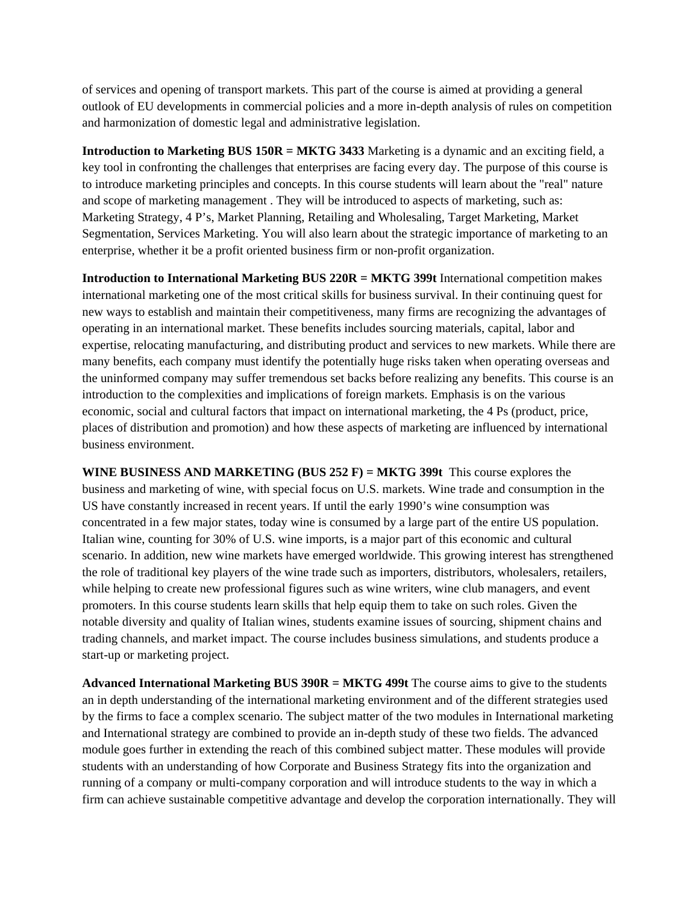of services and opening of transport markets. This part of the course is aimed at providing a general outlook of EU developments in commercial policies and a more in-depth analysis of rules on competition and harmonization of domestic legal and administrative legislation.

**Introduction to Marketing BUS 150R = MKTG 3433** Marketing is a dynamic and an exciting field, a key tool in confronting the challenges that enterprises are facing every day. The purpose of this course is to introduce marketing principles and concepts. In this course students will learn about the "real" nature and scope of marketing management . They will be introduced to aspects of marketing, such as: Marketing Strategy, 4 P's, Market Planning, Retailing and Wholesaling, Target Marketing, Market Segmentation, Services Marketing. You will also learn about the strategic importance of marketing to an enterprise, whether it be a profit oriented business firm or non-profit organization.

**Introduction to International Marketing BUS 220R = MKTG 399t** International competition makes international marketing one of the most critical skills for business survival. In their continuing quest for new ways to establish and maintain their competitiveness, many firms are recognizing the advantages of operating in an international market. These benefits includes sourcing materials, capital, labor and expertise, relocating manufacturing, and distributing product and services to new markets. While there are many benefits, each company must identify the potentially huge risks taken when operating overseas and the uninformed company may suffer tremendous set backs before realizing any benefits. This course is an introduction to the complexities and implications of foreign markets. Emphasis is on the various economic, social and cultural factors that impact on international marketing, the 4 Ps (product, price, places of distribution and promotion) and how these aspects of marketing are influenced by international business environment.

**WINE BUSINESS AND MARKETING (BUS 252 F) = MKTG 399t** This course explores the business and marketing of wine, with special focus on U.S. markets. Wine trade and consumption in the US have constantly increased in recent years. If until the early 1990's wine consumption was concentrated in a few major states, today wine is consumed by a large part of the entire US population. Italian wine, counting for 30% of U.S. wine imports, is a major part of this economic and cultural scenario. In addition, new wine markets have emerged worldwide. This growing interest has strengthened the role of traditional key players of the wine trade such as importers, distributors, wholesalers, retailers, while helping to create new professional figures such as wine writers, wine club managers, and event promoters. In this course students learn skills that help equip them to take on such roles. Given the notable diversity and quality of Italian wines, students examine issues of sourcing, shipment chains and trading channels, and market impact. The course includes business simulations, and students produce a start-up or marketing project.

**Advanced International Marketing BUS 390R = MKTG 499t** The course aims to give to the students an in depth understanding of the international marketing environment and of the different strategies used by the firms to face a complex scenario. The subject matter of the two modules in International marketing and International strategy are combined to provide an in-depth study of these two fields. The advanced module goes further in extending the reach of this combined subject matter. These modules will provide students with an understanding of how Corporate and Business Strategy fits into the organization and running of a company or multi-company corporation and will introduce students to the way in which a firm can achieve sustainable competitive advantage and develop the corporation internationally. They will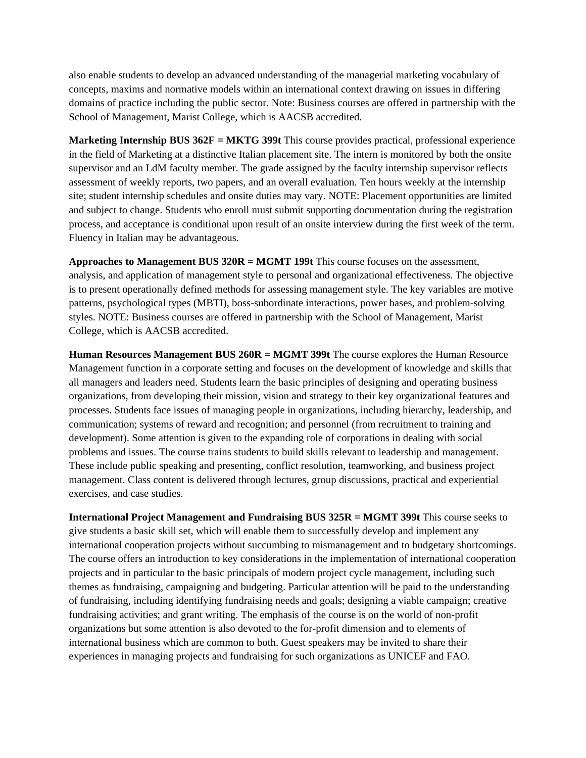also enable students to develop an advanced understanding of the managerial marketing vocabulary of concepts, maxims and normative models within an international context drawing on issues in differing domains of practice including the public sector. Note: Business courses are offered in partnership with the School of Management, Marist College, which is AACSB accredited.

**Marketing Internship BUS 362F = MKTG 399t** This course provides practical, professional experience in the field of Marketing at a distinctive Italian placement site. The intern is monitored by both the onsite supervisor and an LdM faculty member. The grade assigned by the faculty internship supervisor reflects assessment of weekly reports, two papers, and an overall evaluation. Ten hours weekly at the internship site; student internship schedules and onsite duties may vary. NOTE: Placement opportunities are limited and subject to change. Students who enroll must submit supporting documentation during the registration process, and acceptance is conditional upon result of an onsite interview during the first week of the term. Fluency in Italian may be advantageous.

**Approaches to Management BUS 320R = MGMT 199t** This course focuses on the assessment, analysis, and application of management style to personal and organizational effectiveness. The objective is to present operationally defined methods for assessing management style. The key variables are motive patterns, psychological types (MBTI), boss-subordinate interactions, power bases, and problem-solving styles. NOTE: Business courses are offered in partnership with the School of Management, Marist College, which is AACSB accredited.

**Human Resources Management BUS 260R = MGMT 399t** The course explores the Human Resource Management function in a corporate setting and focuses on the development of knowledge and skills that all managers and leaders need. Students learn the basic principles of designing and operating business organizations, from developing their mission, vision and strategy to their key organizational features and processes. Students face issues of managing people in organizations, including hierarchy, leadership, and communication; systems of reward and recognition; and personnel (from recruitment to training and development). Some attention is given to the expanding role of corporations in dealing with social problems and issues. The course trains students to build skills relevant to leadership and management. These include public speaking and presenting, conflict resolution, teamworking, and business project management. Class content is delivered through lectures, group discussions, practical and experiential exercises, and case studies.

**International Project Management and Fundraising BUS 325R = MGMT 399t** This course seeks to give students a basic skill set, which will enable them to successfully develop and implement any international cooperation projects without succumbing to mismanagement and to budgetary shortcomings. The course offers an introduction to key considerations in the implementation of international cooperation projects and in particular to the basic principals of modern project cycle management, including such themes as fundraising, campaigning and budgeting. Particular attention will be paid to the understanding of fundraising, including identifying fundraising needs and goals; designing a viable campaign; creative fundraising activities; and grant writing. The emphasis of the course is on the world of non-profit organizations but some attention is also devoted to the for-profit dimension and to elements of international business which are common to both. Guest speakers may be invited to share their experiences in managing projects and fundraising for such organizations as UNICEF and FAO.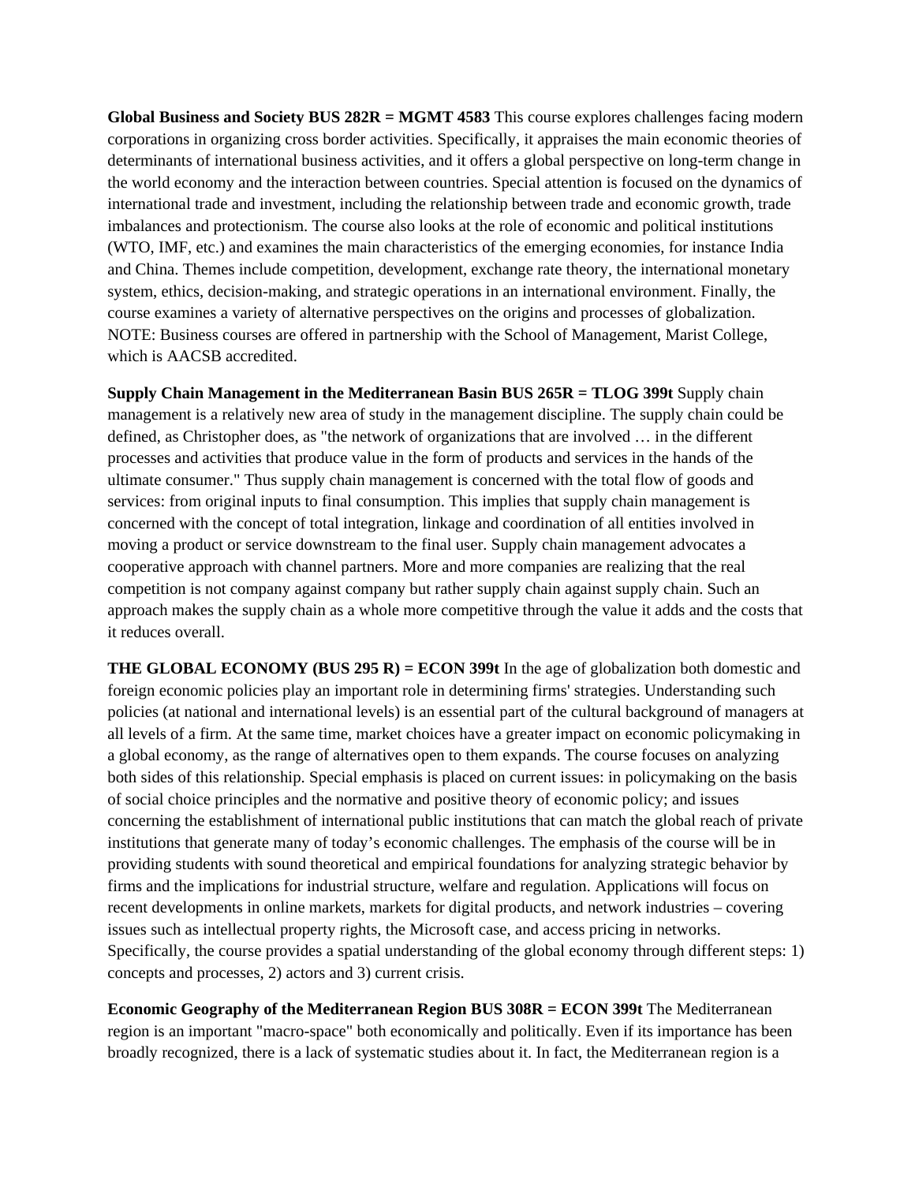**Global Business and Society BUS 282R = MGMT 4583** This course explores challenges facing modern corporations in organizing cross border activities. Specifically, it appraises the main economic theories of determinants of international business activities, and it offers a global perspective on long-term change in the world economy and the interaction between countries. Special attention is focused on the dynamics of international trade and investment, including the relationship between trade and economic growth, trade imbalances and protectionism. The course also looks at the role of economic and political institutions (WTO, IMF, etc.) and examines the main characteristics of the emerging economies, for instance India and China. Themes include competition, development, exchange rate theory, the international monetary system, ethics, decision-making, and strategic operations in an international environment. Finally, the course examines a variety of alternative perspectives on the origins and processes of globalization. NOTE: Business courses are offered in partnership with the School of Management, Marist College, which is AACSB accredited.

**Supply Chain Management in the Mediterranean Basin BUS 265R = TLOG 399t** Supply chain management is a relatively new area of study in the management discipline. The supply chain could be defined, as Christopher does, as "the network of organizations that are involved … in the different processes and activities that produce value in the form of products and services in the hands of the ultimate consumer." Thus supply chain management is concerned with the total flow of goods and services: from original inputs to final consumption. This implies that supply chain management is concerned with the concept of total integration, linkage and coordination of all entities involved in moving a product or service downstream to the final user. Supply chain management advocates a cooperative approach with channel partners. More and more companies are realizing that the real competition is not company against company but rather supply chain against supply chain. Such an approach makes the supply chain as a whole more competitive through the value it adds and the costs that it reduces overall.

**THE GLOBAL ECONOMY (BUS 295 R) = ECON 399t** In the age of globalization both domestic and foreign economic policies play an important role in determining firms' strategies. Understanding such policies (at national and international levels) is an essential part of the cultural background of managers at all levels of a firm. At the same time, market choices have a greater impact on economic policymaking in a global economy, as the range of alternatives open to them expands. The course focuses on analyzing both sides of this relationship. Special emphasis is placed on current issues: in policymaking on the basis of social choice principles and the normative and positive theory of economic policy; and issues concerning the establishment of international public institutions that can match the global reach of private institutions that generate many of today's economic challenges. The emphasis of the course will be in providing students with sound theoretical and empirical foundations for analyzing strategic behavior by firms and the implications for industrial structure, welfare and regulation. Applications will focus on recent developments in online markets, markets for digital products, and network industries – covering issues such as intellectual property rights, the Microsoft case, and access pricing in networks. Specifically, the course provides a spatial understanding of the global economy through different steps: 1) concepts and processes, 2) actors and 3) current crisis.

**Economic Geography of the Mediterranean Region BUS 308R = ECON 399t** The Mediterranean region is an important "macro-space" both economically and politically. Even if its importance has been broadly recognized, there is a lack of systematic studies about it. In fact, the Mediterranean region is a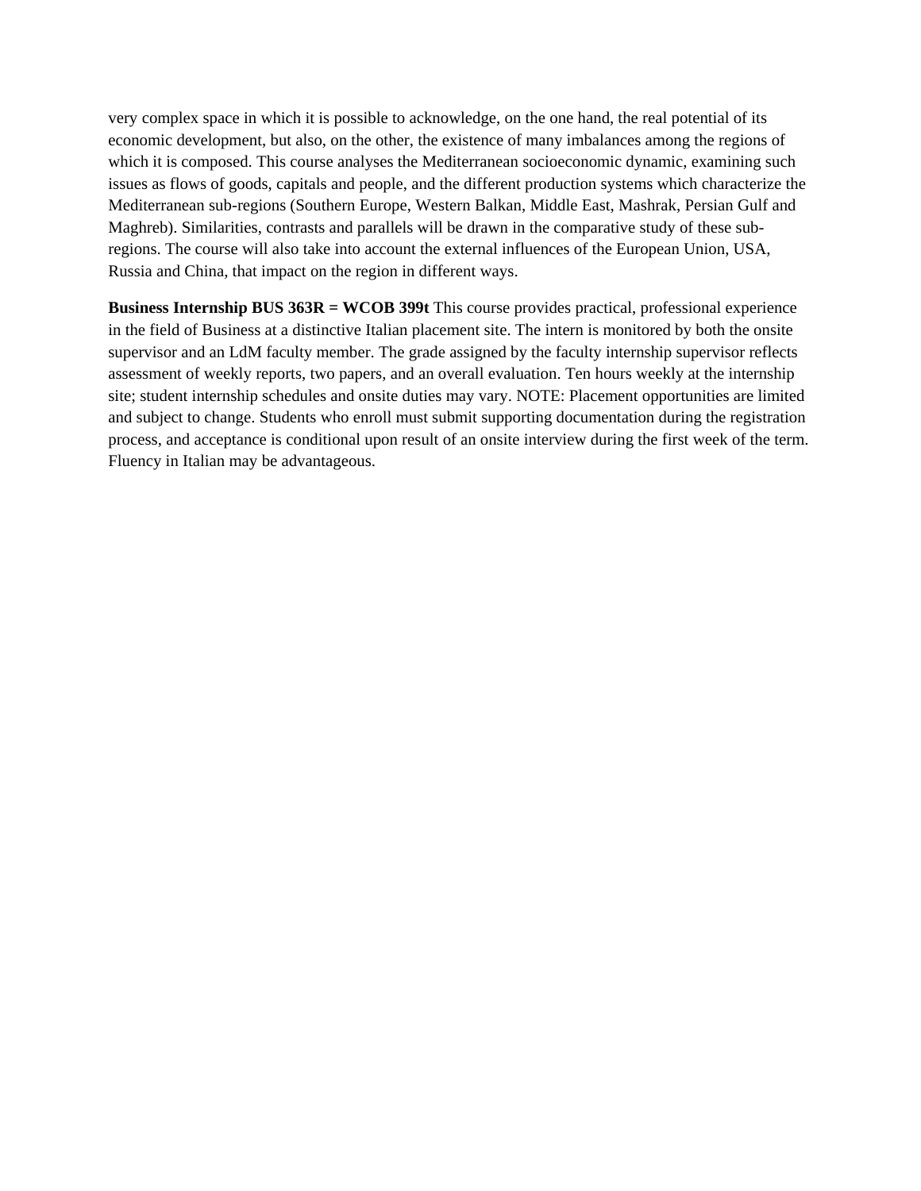very complex space in which it is possible to acknowledge, on the one hand, the real potential of its economic development, but also, on the other, the existence of many imbalances among the regions of which it is composed. This course analyses the Mediterranean socioeconomic dynamic, examining such issues as flows of goods, capitals and people, and the different production systems which characterize the Mediterranean sub-regions (Southern Europe, Western Balkan, Middle East, Mashrak, Persian Gulf and Maghreb). Similarities, contrasts and parallels will be drawn in the comparative study of these sub-regions. The course will also take into account the external influences of the European Union, USA, Russia and China, that impact on the region in different ways.

**Business Internship BUS 363R = WCOB 399t** This course provides practical, professional experience in the field of Business at a distinctive Italian placement site. The intern is monitored by both the onsite supervisor and an LdM faculty member. The grade assigned by the faculty internship supervisor reflects assessment of weekly reports, two papers, and an overall evaluation. Ten hours weekly at the internship site; student internship schedules and onsite duties may vary. NOTE: Placement opportunities are limited and subject to change. Students who enroll must submit supporting documentation during the registration process, and acceptance is conditional upon result of an onsite interview during the first week of the term. Fluency in Italian may be advantageous.